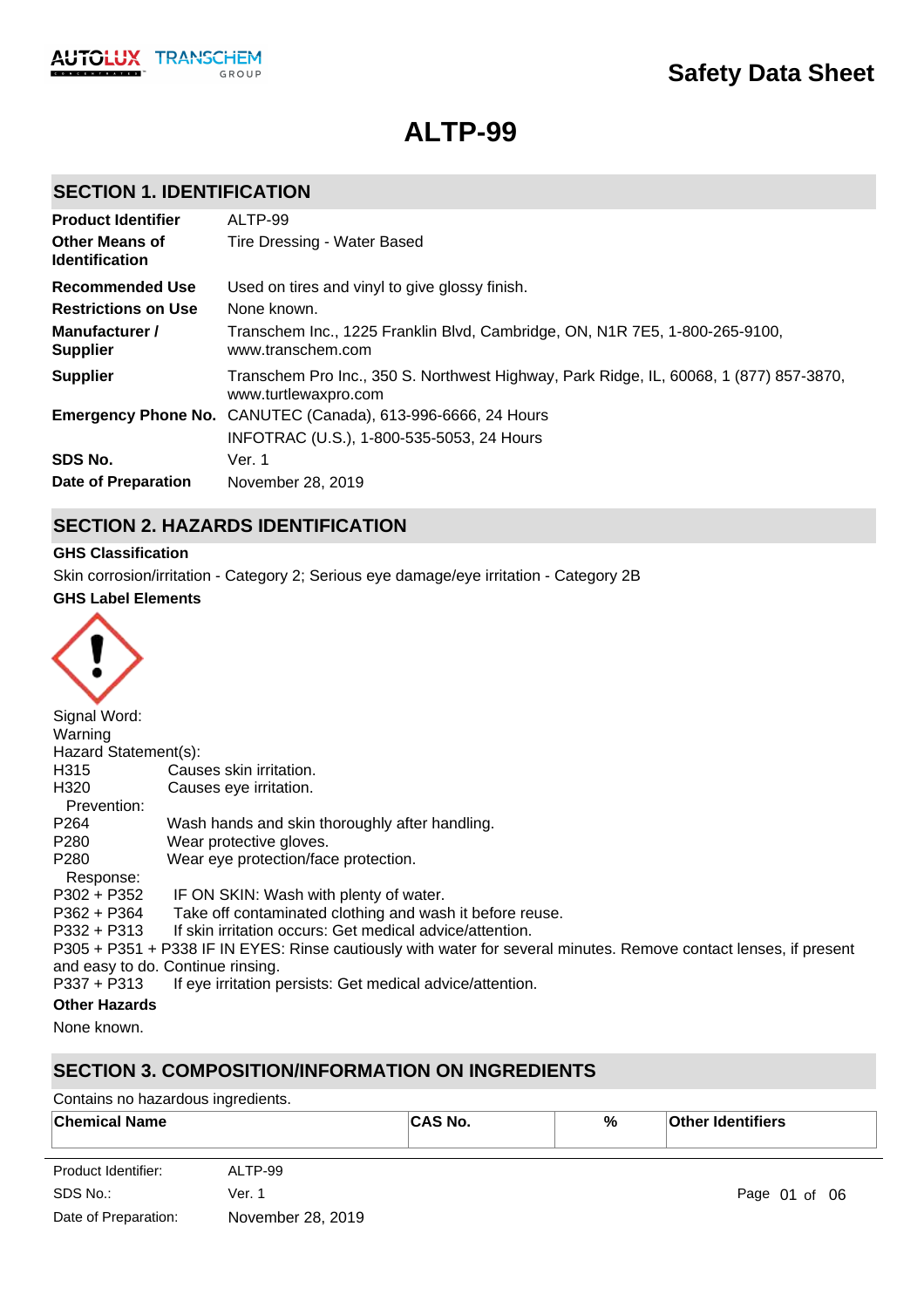# Safety Data Sheet

# ALTP-99

## SECTION 1. IDENTIFICATION

| | |
|---|---|
| **Product Identifier** | ALTP-99 |
| **Other Means of Identification** | Tire Dressing - Water Based |
| **Recommended Use** | Used on tires and vinyl to give glossy finish. |
| **Restrictions on Use** | None known. |
| **Manufacturer / Supplier** | Transchem Inc., 1225 Franklin Blvd, Cambridge, ON, N1R 7E5, 1-800-265-9100, www.transchem.com |
| **Supplier** | Transchem Pro Inc., 350 S. Northwest Highway, Park Ridge, IL, 60068, 1 (877) 857-3870, www.turtlewaxpro.com |
| **Emergency Phone No.** | CANUTEC (Canada), 613-996-6666, 24 Hours<br>INFOTRAC (U.S.), 1-800-535-5053, 24 Hours |
| **SDS No.** | Ver. 1 |
| **Date of Preparation** | November 28, 2019 |

## SECTION 2. HAZARDS IDENTIFICATION

**GHS Classification**

Skin corrosion/irritation - Category 2; Serious eye damage/eye irritation - Category 2B

**GHS Label Elements**

Signal Word:
Warning

Hazard Statement(s):

H315 Causes skin irritation.
H320 Causes eye irritation.

Prevention:

P264 Wash hands and skin thoroughly after handling.
P280 Wear protective gloves.
P280 Wear eye protection/face protection.

Response:

P302 + P352 IF ON SKIN: Wash with plenty of water.
P362 + P364 Take off contaminated clothing and wash it before reuse.
P332 + P313 If skin irritation occurs: Get medical advice/attention.
P305 + P351 + P338 IF IN EYES: Rinse cautiously with water for several minutes. Remove contact lenses, if present and easy to do. Continue rinsing.
P337 + P313 If eye irritation persists: Get medical advice/attention.

**Other Hazards**

None known.

## SECTION 3. COMPOSITION/INFORMATION ON INGREDIENTS

Contains no hazardous ingredients.

| Chemical Name | CAS No. | % | Other Identifiers |
|---|---|---|---|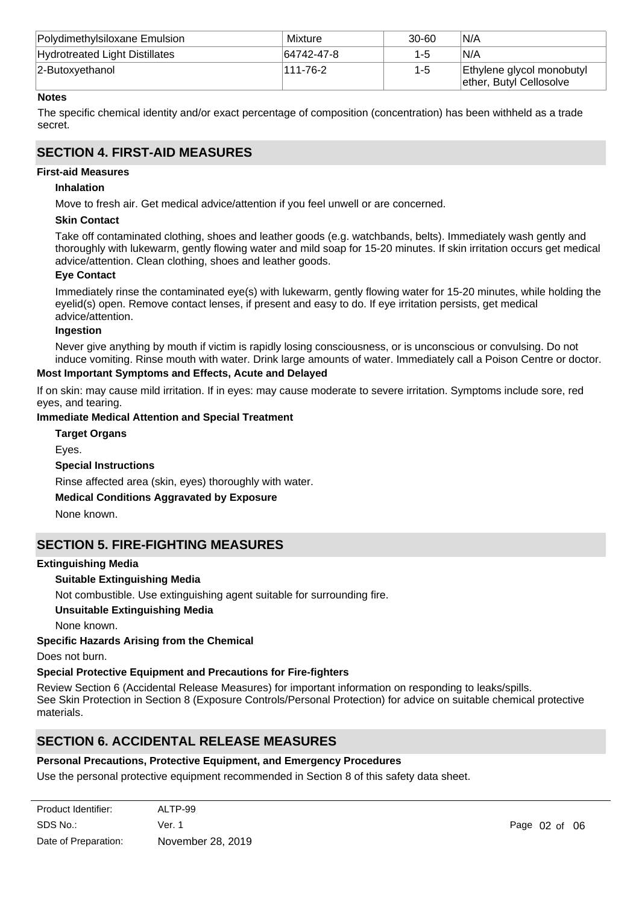| Polydimethylsiloxane Emulsion | Mixture | 30-60 | N/A |
| --- | --- | --- | --- |
| Hydrotreated Light Distillates | 64742-47-8 | 1-5 | N/A |
| 2-Butoxyethanol | 111-76-2 | 1-5 | Ethylene glycol monobutyl ether, Butyl Cellosolve |

**Notes**

The specific chemical identity and/or exact percentage of composition (concentration) has been withheld as a trade secret.

## SECTION 4. FIRST-AID MEASURES

**First-aid Measures**

**Inhalation**

Move to fresh air. Get medical advice/attention if you feel unwell or are concerned.

**Skin Contact**

Take off contaminated clothing, shoes and leather goods (e.g. watchbands, belts). Immediately wash gently and thoroughly with lukewarm, gently flowing water and mild soap for 15-20 minutes. If skin irritation occurs get medical advice/attention. Clean clothing, shoes and leather goods.

**Eye Contact**

Immediately rinse the contaminated eye(s) with lukewarm, gently flowing water for 15-20 minutes, while holding the eyelid(s) open. Remove contact lenses, if present and easy to do. If eye irritation persists, get medical advice/attention.

**Ingestion**

Never give anything by mouth if victim is rapidly losing consciousness, or is unconscious or convulsing. Do not induce vomiting. Rinse mouth with water. Drink large amounts of water. Immediately call a Poison Centre or doctor.

**Most Important Symptoms and Effects, Acute and Delayed**

If on skin: may cause mild irritation. If in eyes: may cause moderate to severe irritation. Symptoms include sore, red eyes, and tearing.

**Immediate Medical Attention and Special Treatment**

**Target Organs**

Eyes.

**Special Instructions**

Rinse affected area (skin, eyes) thoroughly with water.

**Medical Conditions Aggravated by Exposure**

None known.

## SECTION 5. FIRE-FIGHTING MEASURES

**Extinguishing Media**

**Suitable Extinguishing Media**

Not combustible. Use extinguishing agent suitable for surrounding fire.

**Unsuitable Extinguishing Media**

None known.

**Specific Hazards Arising from the Chemical**

Does not burn.

**Special Protective Equipment and Precautions for Fire-fighters**

Review Section 6 (Accidental Release Measures) for important information on responding to leaks/spills.
See Skin Protection in Section 8 (Exposure Controls/Personal Protection) for advice on suitable chemical protective materials.

## SECTION 6. ACCIDENTAL RELEASE MEASURES

**Personal Precautions, Protective Equipment, and Emergency Procedures**

Use the personal protective equipment recommended in Section 8 of this safety data sheet.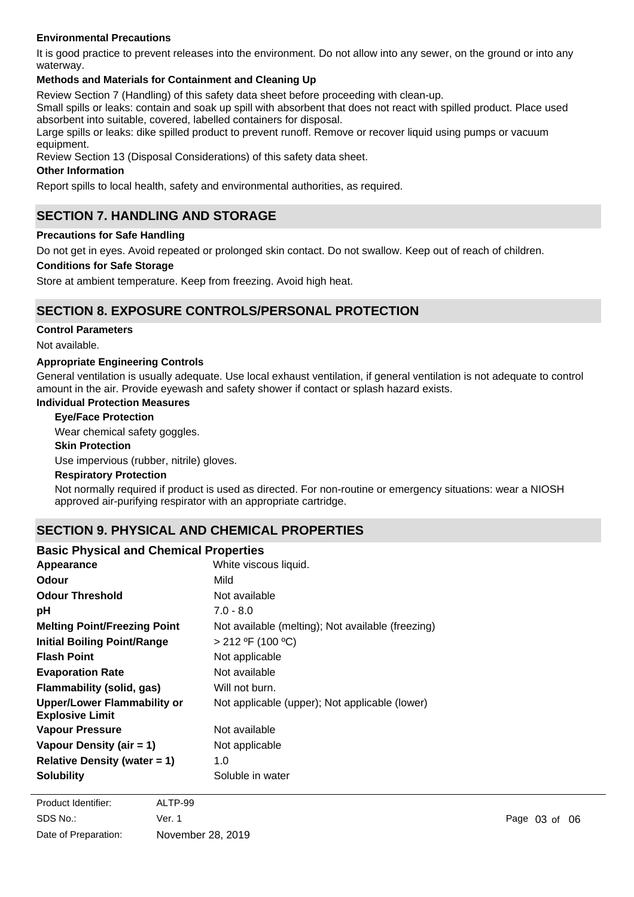**Environmental Precautions**

It is good practice to prevent releases into the environment. Do not allow into any sewer, on the ground or into any waterway.

**Methods and Materials for Containment and Cleaning Up**

Review Section 7 (Handling) of this safety data sheet before proceeding with clean-up.

Small spills or leaks: contain and soak up spill with absorbent that does not react with spilled product. Place used absorbent into suitable, covered, labelled containers for disposal.

Large spills or leaks: dike spilled product to prevent runoff. Remove or recover liquid using pumps or vacuum equipment.

Review Section 13 (Disposal Considerations) of this safety data sheet.

**Other Information**

Report spills to local health, safety and environmental authorities, as required.

## SECTION 7. HANDLING AND STORAGE

**Precautions for Safe Handling**

Do not get in eyes. Avoid repeated or prolonged skin contact. Do not swallow. Keep out of reach of children.

**Conditions for Safe Storage**

Store at ambient temperature. Keep from freezing. Avoid high heat.

## SECTION 8. EXPOSURE CONTROLS/PERSONAL PROTECTION

**Control Parameters**

Not available.

**Appropriate Engineering Controls**

General ventilation is usually adequate. Use local exhaust ventilation, if general ventilation is not adequate to control amount in the air. Provide eyewash and safety shower if contact or splash hazard exists.

**Individual Protection Measures**

**Eye/Face Protection**

Wear chemical safety goggles.

**Skin Protection**

Use impervious (rubber, nitrile) gloves.

**Respiratory Protection**

Not normally required if product is used as directed. For non-routine or emergency situations: wear a NIOSH approved air-purifying respirator with an appropriate cartridge.

## SECTION 9. PHYSICAL AND CHEMICAL PROPERTIES

### Basic Physical and Chemical Properties

| | |
|---|---|
| **Appearance** | White viscous liquid. |
| **Odour** | Mild |
| **Odour Threshold** | Not available |
| **pH** | 7.0 - 8.0 |
| **Melting Point/Freezing Point** | Not available (melting); Not available (freezing) |
| **Initial Boiling Point/Range** | > 212 ºF (100 ºC) |
| **Flash Point** | Not applicable |
| **Evaporation Rate** | Not available |
| **Flammability (solid, gas)** | Will not burn. |
| **Upper/Lower Flammability or Explosive Limit** | Not applicable (upper); Not applicable (lower) |
| **Vapour Pressure** | Not available |
| **Vapour Density (air = 1)** | Not applicable |
| **Relative Density (water = 1)** | 1.0 |
| **Solubility** | Soluble in water |

Product Identifier: ALTP-99
SDS No.: Ver. 1
Date of Preparation: November 28, 2019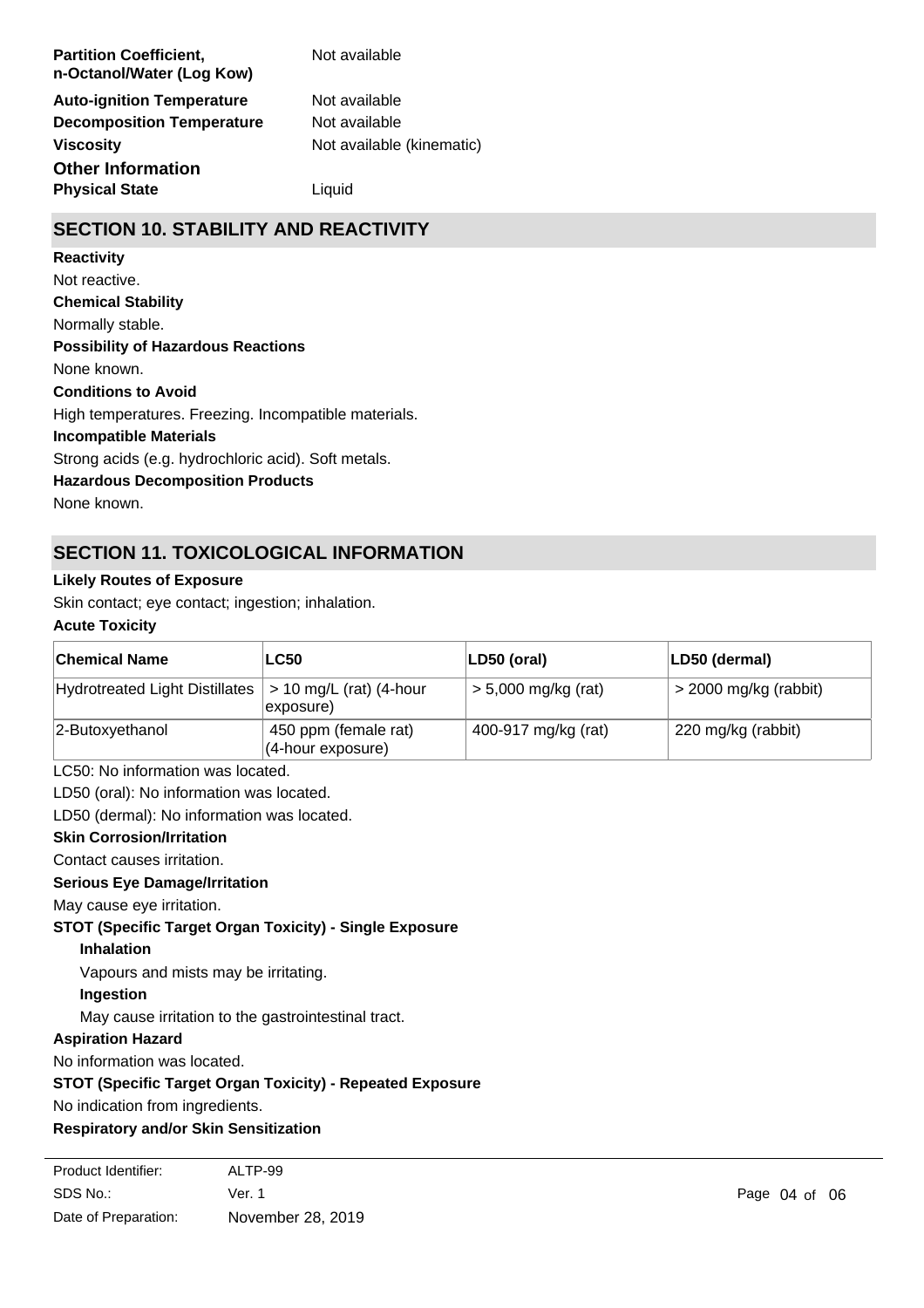**Partition Coefficient, n-Octanol/Water (Log Kow)** Not available

**Auto-ignition Temperature** Not available

**Decomposition Temperature** Not available

**Viscosity** Not available (kinematic)

**Other Information**

**Physical State** Liquid

## SECTION 10. STABILITY AND REACTIVITY

**Reactivity**

Not reactive.

**Chemical Stability**

Normally stable.

**Possibility of Hazardous Reactions**

None known.

**Conditions to Avoid**

High temperatures. Freezing. Incompatible materials.

**Incompatible Materials**

Strong acids (e.g. hydrochloric acid). Soft metals.

**Hazardous Decomposition Products**

None known.

## SECTION 11. TOXICOLOGICAL INFORMATION

**Likely Routes of Exposure**

Skin contact; eye contact; ingestion; inhalation.

**Acute Toxicity**

| Chemical Name | LC50 | LD50 (oral) | LD50 (dermal) |
|---|---|---|---|
| Hydrotreated Light Distillates | > 10 mg/L (rat) (4-hour exposure) | > 5,000 mg/kg (rat) | > 2000 mg/kg (rabbit) |
| 2-Butoxyethanol | 450 ppm (female rat) (4-hour exposure) | 400-917 mg/kg (rat) | 220 mg/kg (rabbit) |

LC50: No information was located.

LD50 (oral): No information was located.

LD50 (dermal): No information was located.

**Skin Corrosion/Irritation**

Contact causes irritation.

**Serious Eye Damage/Irritation**

May cause eye irritation.

**STOT (Specific Target Organ Toxicity) - Single Exposure**

**Inhalation**

Vapours and mists may be irritating.

**Ingestion**

May cause irritation to the gastrointestinal tract.

**Aspiration Hazard**

No information was located.

**STOT (Specific Target Organ Toxicity) - Repeated Exposure**

No indication from ingredients.

**Respiratory and/or Skin Sensitization**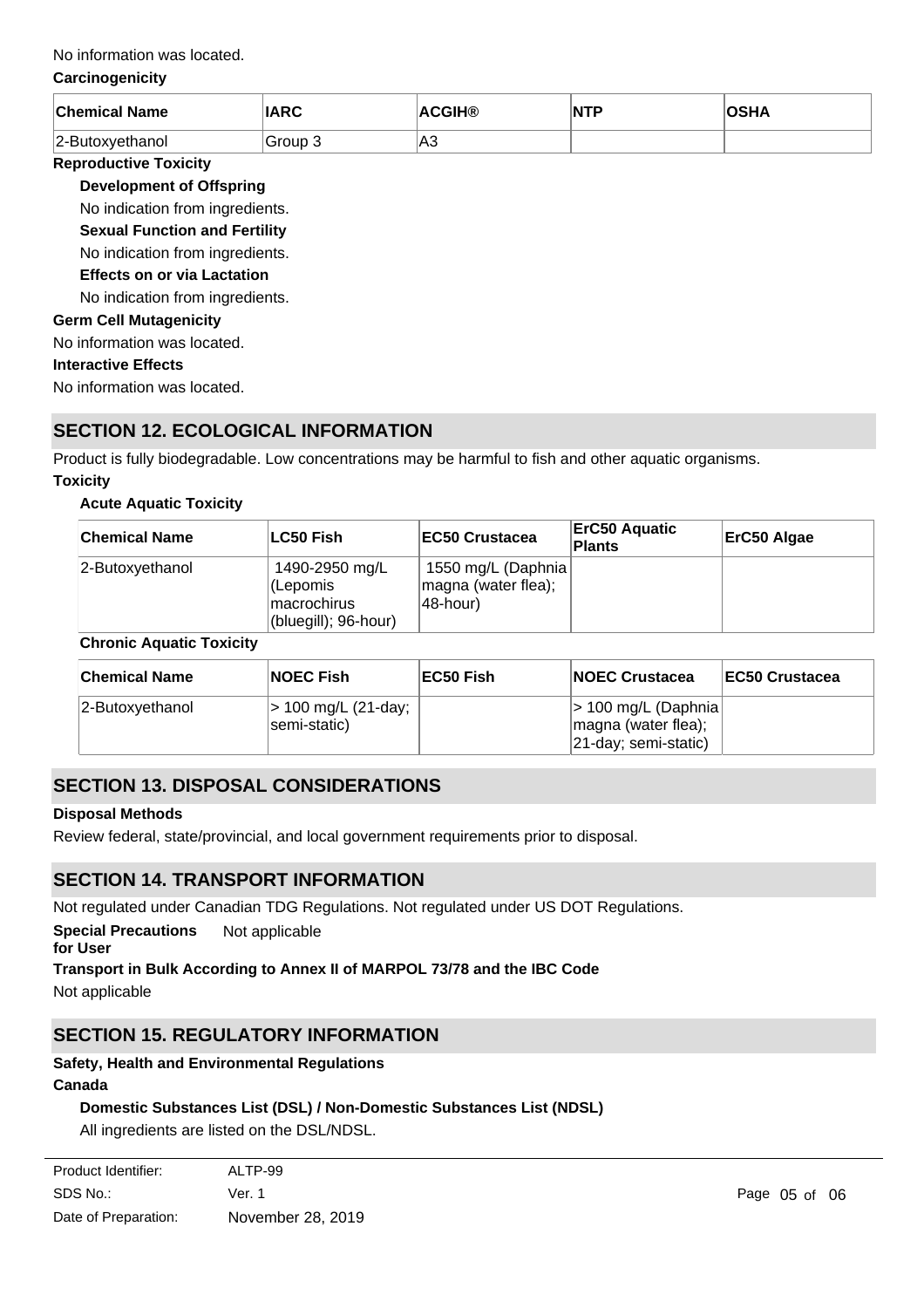No information was located.

**Carcinogenicity**

| Chemical Name | IARC | ACGIH® | NTP | OSHA |
|---|---|---|---|---|
| 2-Butoxyethanol | Group 3 | A3 | | |

**Reproductive Toxicity**

**Development of Offspring**

No indication from ingredients.

**Sexual Function and Fertility**

No indication from ingredients.

**Effects on or via Lactation**

No indication from ingredients.

**Germ Cell Mutagenicity**

No information was located.

**Interactive Effects**

No information was located.

## SECTION 12. ECOLOGICAL INFORMATION

Product is fully biodegradable. Low concentrations may be harmful to fish and other aquatic organisms.

**Toxicity**

**Acute Aquatic Toxicity**

| Chemical Name | LC50 Fish | EC50 Crustacea | ErC50 Aquatic Plants | ErC50 Algae |
|---|---|---|---|---|
| 2-Butoxyethanol | 1490-2950 mg/L (Lepomis macrochirus (bluegill); 96-hour) | 1550 mg/L (Daphnia magna (water flea); 48-hour) | | |

**Chronic Aquatic Toxicity**

| Chemical Name | NOEC Fish | EC50 Fish | NOEC Crustacea | EC50 Crustacea |
|---|---|---|---|---|
| 2-Butoxyethanol | > 100 mg/L (21-day; semi-static) | | > 100 mg/L (Daphnia magna (water flea); 21-day; semi-static) | |

## SECTION 13. DISPOSAL CONSIDERATIONS

**Disposal Methods**

Review federal, state/provincial, and local government requirements prior to disposal.

## SECTION 14. TRANSPORT INFORMATION

Not regulated under Canadian TDG Regulations. Not regulated under US DOT Regulations.

**Special Precautions for User** Not applicable

**Transport in Bulk According to Annex II of MARPOL 73/78 and the IBC Code**

Not applicable

## SECTION 15. REGULATORY INFORMATION

**Safety, Health and Environmental Regulations**

**Canada**

**Domestic Substances List (DSL) / Non-Domestic Substances List (NDSL)**

All ingredients are listed on the DSL/NDSL.

Product Identifier: ALTP-99
SDS No.: Ver. 1
Date of Preparation: November 28, 2019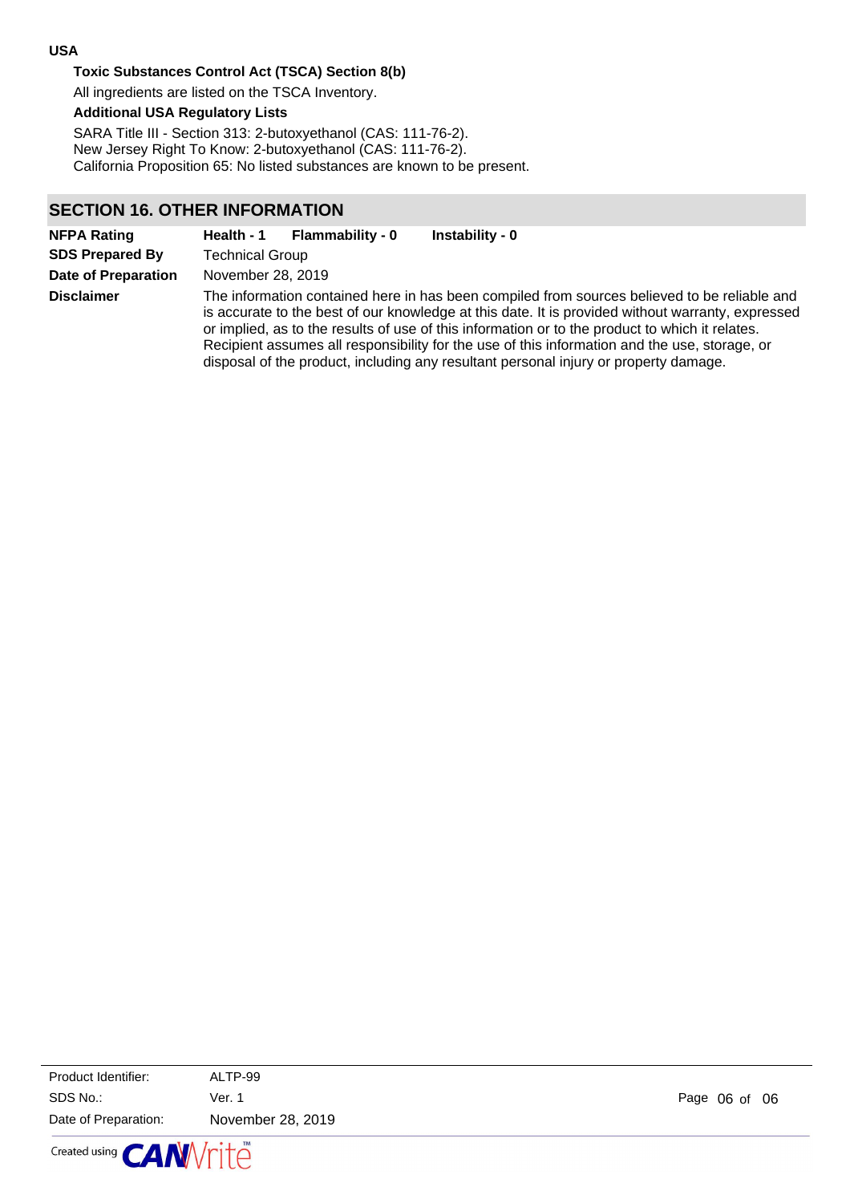**USA**

**Toxic Substances Control Act (TSCA) Section 8(b)**

All ingredients are listed on the TSCA Inventory.

**Additional USA Regulatory Lists**

SARA Title III - Section 313: 2-butoxyethanol (CAS: 111-76-2).
New Jersey Right To Know: 2-butoxyethanol (CAS: 111-76-2).
California Proposition 65: No listed substances are known to be present.

## SECTION 16. OTHER INFORMATION

| | |
|---|---|
| **NFPA Rating** | **Health - 1** **Flammability - 0** **Instability - 0** |
| **SDS Prepared By** | Technical Group |
| **Date of Preparation** | November 28, 2019 |
| **Disclaimer** | The information contained here in has been compiled from sources believed to be reliable and is accurate to the best of our knowledge at this date. It is provided without warranty, expressed or implied, as to the results of use of this information or to the product to which it relates. Recipient assumes all responsibility for the use of this information and the use, storage, or disposal of the product, including any resultant personal injury or property damage. |